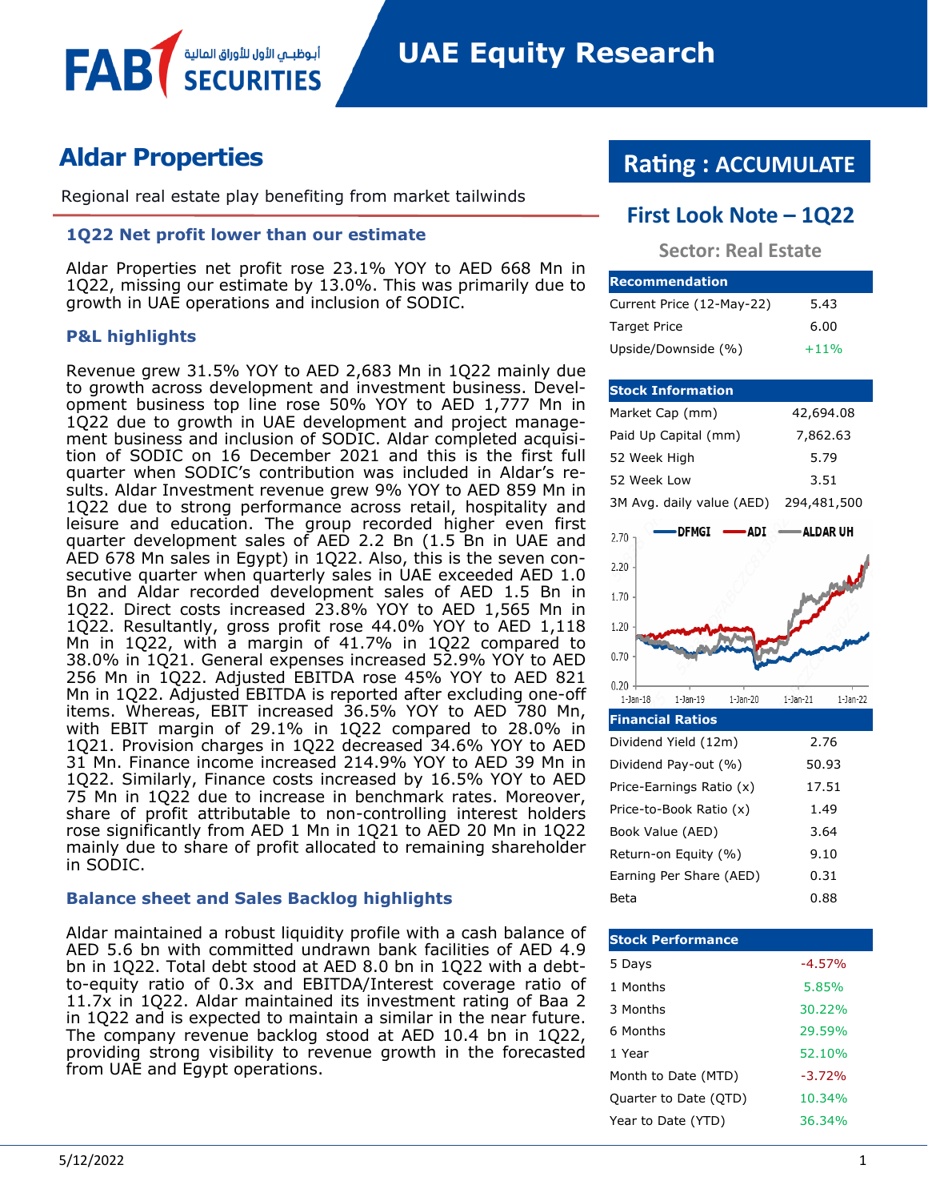# UAE Equity Research

## Aldar Properties

Regional real estate play benefiting from market tailwinds

**Rating : ACCUMULATE**

**First Look Note – 1Q22**

**Sector: Real Estate**

### 1Q22 Net profit lower than our estimate

Aldar Properties net profit rose 23.1% YOY to AED 668 Mn in 1Q22, missing our estimate by 13.0%. This was primarily due to growth in UAE operations and inclusion of SODIC.

### P&L highlights

Revenue grew 31.5% YOY to AED 2,683 Mn in 1Q22 mainly due to growth across development and investment business. Development business top line rose 50% YOY to AED 1,777 Mn in 1Q22 due to growth in UAE development and project management business and inclusion of SODIC. Aldar completed acquisition of SODIC on 16 December 2021 and this is the first full quarter when SODIC's contribution was included in Aldar's results. Aldar Investment revenue grew 9% YOY to AED 859 Mn in 1Q22 due to strong performance across retail, hospitality and leisure and education. The group recorded higher even first quarter development sales of AED 2.2 Bn (1.5 Bn in UAE and AED 678 Mn sales in Egypt) in 1Q22. Also, this is the seven consecutive quarter when quarterly sales in UAE exceeded AED 1.0 Bn and Aldar recorded development sales of AED 1.5 Bn in 1Q22. Direct costs increased 23.8% YOY to AED 1,565 Mn in 1Q22. Resultantly, gross profit rose 44.0% YOY to AED 1,118 Mn in 1Q22, with a margin of 41.7% in 1Q22 compared to 38.0% in 1Q21. General expenses increased 52.9% YOY to AED 256 Mn in 1Q22. Adjusted EBITDA rose 45% YOY to AED 821 Mn in 1Q22. Adjusted EBITDA is reported after excluding one-off items. Whereas, EBIT increased 36.5% YOY to AED 780 Mn, with EBIT margin of 29.1% in 1Q22 compared to 28.0% in 1Q21. Provision charges in 1Q22 decreased 34.6% YOY to AED 31 Mn. Finance income increased 214.9% YOY to AED 39 Mn in 1Q22. Similarly, Finance costs increased by 16.5% YOY to AED 75 Mn in 1Q22 due to increase in benchmark rates. Moreover, share of profit attributable to non-controlling interest holders rose significantly from AED 1 Mn in 1Q21 to AED 20 Mn in 1Q22 mainly due to share of profit allocated to remaining shareholder in SODIC.

### Balance sheet and Sales Backlog highlights

Aldar maintained a robust liquidity profile with a cash balance of AED 5.6 bn with committed undrawn bank facilities of AED 4.9 bn in 1Q22. Total debt stood at AED 8.0 bn in 1Q22 with a debt-to-equity ratio of 0.3x and EBITDA/Interest coverage ratio of 11.7x in 1Q22. Aldar maintained its investment rating of Baa 2 in 1Q22 and is expected to maintain a similar in the near future. The company revenue backlog stood at AED 10.4 bn in 1Q22, providing strong visibility to revenue growth in the forecasted from UAE and Egypt operations.

| Recommendation | |
|---|---|
| Current Price (12-May-22) | 5.43 |
| Target Price | 6.00 |
| Upside/Downside (%) | +11% |

| Stock Information | |
|---|---|
| Market Cap (mm) | 42,694.08 |
| Paid Up Capital (mm) | 7,862.63 |
| 52 Week High | 5.79 |
| 52 Week Low | 3.51 |
| 3M Avg. daily value (AED) | 294,481,500 |

| Financial Ratios | |
|---|---|
| Dividend Yield (12m) | 2.76 |
| Dividend Pay-out (%) | 50.93 |
| Price-Earnings Ratio (x) | 17.51 |
| Price-to-Book Ratio (x) | 1.49 |
| Book Value (AED) | 3.64 |
| Return-on Equity (%) | 9.10 |
| Earning Per Share (AED) | 0.31 |
| Beta | 0.88 |

| Stock Performance | |
|---|---|
| 5 Days | -4.57% |
| 1 Months | 5.85% |
| 3 Months | 30.22% |
| 6 Months | 29.59% |
| 1 Year | 52.10% |
| Month to Date (MTD) | -3.72% |
| Quarter to Date (QTD) | 10.34% |
| Year to Date (YTD) | 36.34% |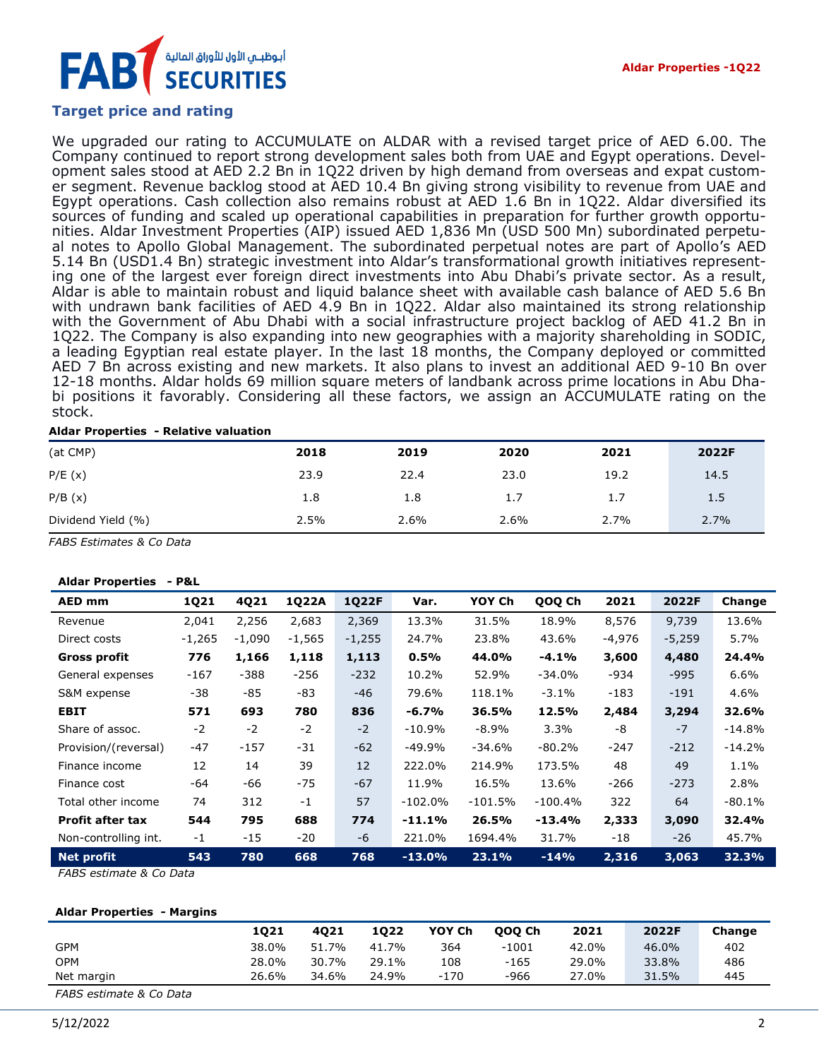## Target price and rating

We upgraded our rating to ACCUMULATE on ALDAR with a revised target price of AED 6.00. The Company continued to report strong development sales both from UAE and Egypt operations. Development sales stood at AED 2.2 Bn in 1Q22 driven by high demand from overseas and expat customer segment. Revenue backlog stood at AED 10.4 Bn giving strong visibility to revenue from UAE and Egypt operations. Cash collection also remains robust at AED 1.6 Bn in 1Q22. Aldar diversified its sources of funding and scaled up operational capabilities in preparation for further growth opportunities. Aldar Investment Properties (AIP) issued AED 1,836 Mn (USD 500 Mn) subordinated perpetual notes to Apollo Global Management. The subordinated perpetual notes are part of Apollo's AED 5.14 Bn (USD1.4 Bn) strategic investment into Aldar's transformational growth initiatives representing one of the largest ever foreign direct investments into Abu Dhabi's private sector. As a result, Aldar is able to maintain robust and liquid balance sheet with available cash balance of AED 5.6 Bn with undrawn bank facilities of AED 4.9 Bn in 1Q22. Aldar also maintained its strong relationship with the Government of Abu Dhabi with a social infrastructure project backlog of AED 41.2 Bn in 1Q22. The Company is also expanding into new geographies with a majority shareholding in SODIC, a leading Egyptian real estate player. In the last 18 months, the Company deployed or committed AED 7 Bn across existing and new markets. It also plans to invest an additional AED 9-10 Bn over 12-18 months. Aldar holds 69 million square meters of landbank across prime locations in Abu Dhabi positions it favorably. Considering all these factors, we assign an ACCUMULATE rating on the stock.

**Aldar Properties - Relative valuation**

| (at CMP) | 2018 | 2019 | 2020 | 2021 | 2022F |
|---|---|---|---|---|---|
| P/E (x) | 23.9 | 22.4 | 23.0 | 19.2 | 14.5 |
| P/B (x) | 1.8 | 1.8 | 1.7 | 1.7 | 1.5 |
| Dividend Yield (%) | 2.5% | 2.6% | 2.6% | 2.7% | 2.7% |

*FABS Estimates & Co Data*

**Aldar Properties - P&L**

| AED mm | 1Q21 | 4Q21 | 1Q22A | 1Q22F | Var. | YOY Ch | QOQ Ch | 2021 | 2022F | Change |
|---|---|---|---|---|---|---|---|---|---|---|
| Revenue | 2,041 | 2,256 | 2,683 | 2,369 | 13.3% | 31.5% | 18.9% | 8,576 | 9,739 | 13.6% |
| Direct costs | -1,265 | -1,090 | -1,565 | -1,255 | 24.7% | 23.8% | 43.6% | -4,976 | -5,259 | 5.7% |
| **Gross profit** | **776** | **1,166** | **1,118** | **1,113** | **0.5%** | **44.0%** | **-4.1%** | **3,600** | **4,480** | **24.4%** |
| General expenses | -167 | -388 | -256 | -232 | 10.2% | 52.9% | -34.0% | -934 | -995 | 6.6% |
| S&M expense | -38 | -85 | -83 | -46 | 79.6% | 118.1% | -3.1% | -183 | -191 | 4.6% |
| **EBIT** | **571** | **693** | **780** | **836** | **-6.7%** | **36.5%** | **12.5%** | **2,484** | **3,294** | **32.6%** |
| Share of assoc. | -2 | -2 | -2 | -2 | -10.9% | -8.9% | 3.3% | -8 | -7 | -14.8% |
| Provision/(reversal) | -47 | -157 | -31 | -62 | -49.9% | -34.6% | -80.2% | -247 | -212 | -14.2% |
| Finance income | 12 | 14 | 39 | 12 | 222.0% | 214.9% | 173.5% | 48 | 49 | 1.1% |
| Finance cost | -64 | -66 | -75 | -67 | 11.9% | 16.5% | 13.6% | -266 | -273 | 2.8% |
| Total other income | 74 | 312 | -1 | 57 | -102.0% | -101.5% | -100.4% | 322 | 64 | -80.1% |
| **Profit after tax** | **544** | **795** | **688** | **774** | **-11.1%** | **26.5%** | **-13.4%** | **2,333** | **3,090** | **32.4%** |
| Non-controlling int. | -1 | -15 | -20 | -6 | 221.0% | 1694.4% | 31.7% | -18 | -26 | 45.7% |
| **Net profit** | **543** | **780** | **668** | **768** | **-13.0%** | **23.1%** | **-14%** | **2,316** | **3,063** | **32.3%** |

*FABS estimate & Co Data*

**Aldar Properties - Margins**

| | 1Q21 | 4Q21 | 1Q22 | YOY Ch | QOQ Ch | 2021 | 2022F | Change |
|---|---|---|---|---|---|---|---|---|
| GPM | 38.0% | 51.7% | 41.7% | 364 | -1001 | 42.0% | 46.0% | 402 |
| OPM | 28.0% | 30.7% | 29.1% | 108 | -165 | 29.0% | 33.8% | 486 |
| Net margin | 26.6% | 34.6% | 24.9% | -170 | -966 | 27.0% | 31.5% | 445 |

*FABS estimate & Co Data*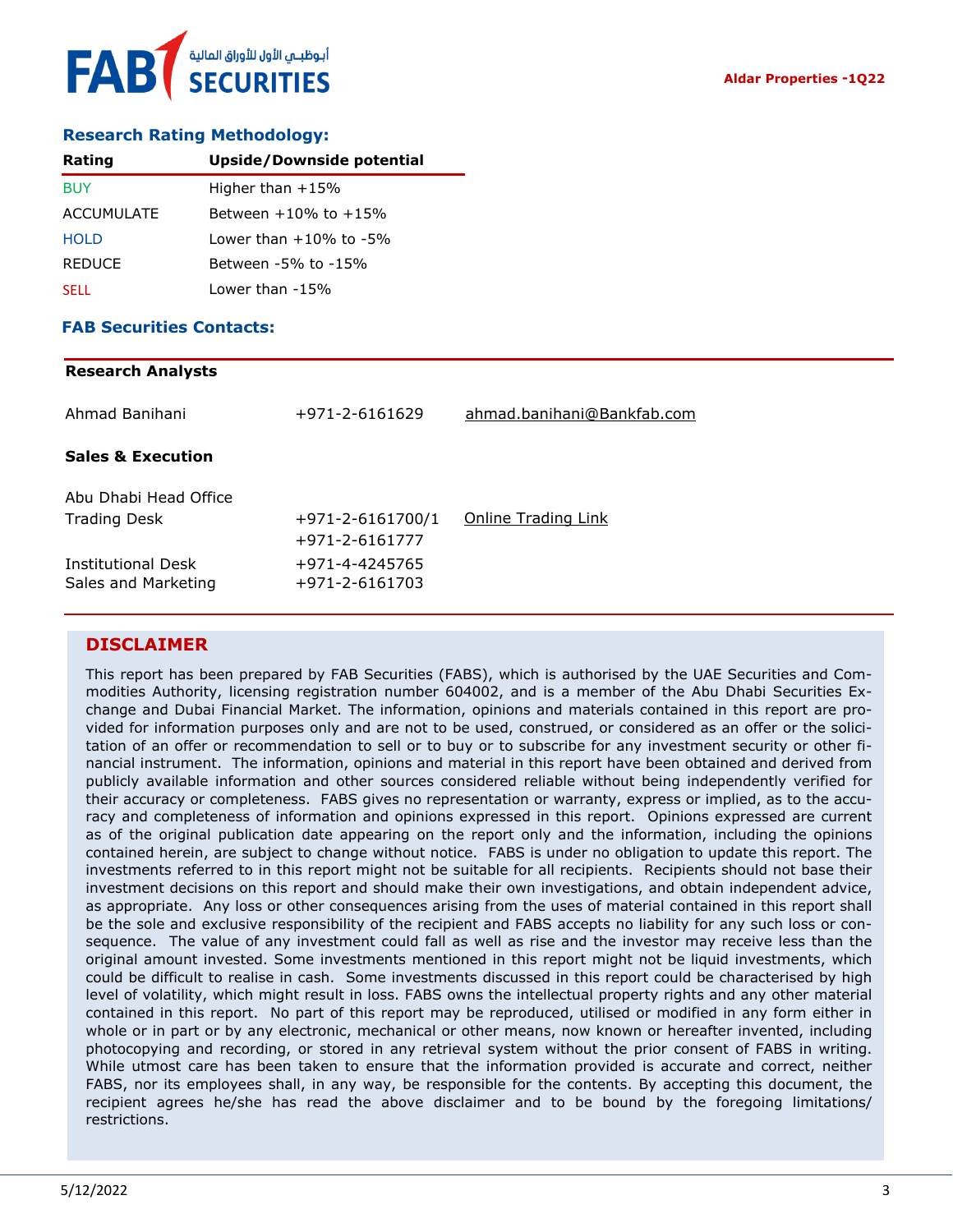## Research Rating Methodology:

| Rating | Upside/Downside potential |
|---|---|
| BUY | Higher than +15% |
| ACCUMULATE | Between +10% to +15% |
| HOLD | Lower than +10% to -5% |
| REDUCE | Between -5% to -15% |
| SELL | Lower than -15% |

## FAB Securities Contacts:

**Research Analysts**

| | | |
|---|---|---|
| Ahmad Banihani | +971-2-6161629 | ahmad.banihani@Bankfab.com |

**Sales & Execution**

| | | |
|---|---|---|
| Abu Dhabi Head Office | | |
| Trading Desk | +971-2-6161700/1<br>+971-2-6161777 | Online Trading Link |
| Institutional Desk | +971-4-4245765 | |
| Sales and Marketing | +971-2-6161703 | |

## DISCLAIMER

This report has been prepared by FAB Securities (FABS), which is authorised by the UAE Securities and Commodities Authority, licensing registration number 604002, and is a member of the Abu Dhabi Securities Exchange and Dubai Financial Market. The information, opinions and materials contained in this report are provided for information purposes only and are not to be used, construed, or considered as an offer or the solicitation of an offer or recommendation to sell or to buy or to subscribe for any investment security or other financial instrument. The information, opinions and material in this report have been obtained and derived from publicly available information and other sources considered reliable without being independently verified for their accuracy or completeness. FABS gives no representation or warranty, express or implied, as to the accuracy and completeness of information and opinions expressed in this report. Opinions expressed are current as of the original publication date appearing on the report only and the information, including the opinions contained herein, are subject to change without notice. FABS is under no obligation to update this report. The investments referred to in this report might not be suitable for all recipients. Recipients should not base their investment decisions on this report and should make their own investigations, and obtain independent advice, as appropriate. Any loss or other consequences arising from the uses of material contained in this report shall be the sole and exclusive responsibility of the recipient and FABS accepts no liability for any such loss or consequence. The value of any investment could fall as well as rise and the investor may receive less than the original amount invested. Some investments mentioned in this report might not be liquid investments, which could be difficult to realise in cash. Some investments discussed in this report could be characterised by high level of volatility, which might result in loss. FABS owns the intellectual property rights and any other material contained in this report. No part of this report may be reproduced, utilised or modified in any form either in whole or in part or by any electronic, mechanical or other means, now known or hereafter invented, including photocopying and recording, or stored in any retrieval system without the prior consent of FABS in writing. While utmost care has been taken to ensure that the information provided is accurate and correct, neither FABS, nor its employees shall, in any way, be responsible for the contents. By accepting this document, the recipient agrees he/she has read the above disclaimer and to be bound by the foregoing limitations/ restrictions.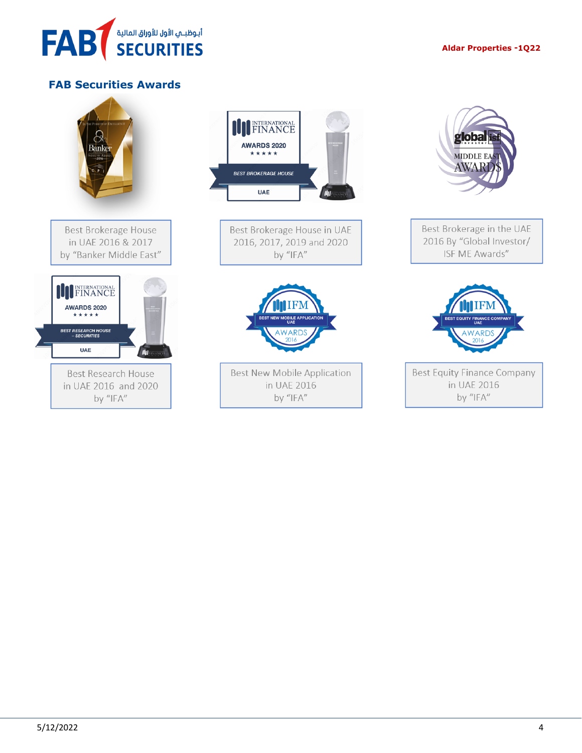## FAB Securities Awards

Best Brokerage House in UAE 2016 & 2017 by “Banker Middle East”

Best Brokerage House in UAE 2016, 2017, 2019 and 2020 by “IFA”

Best Brokerage in the UAE 2016 By “Global Investor/ ISF ME Awards”

Best Research House in UAE 2016 and 2020 by “IFA”

Best New Mobile Application in UAE 2016 by “IFA”

Best Equity Finance Company in UAE 2016 by “IFA”